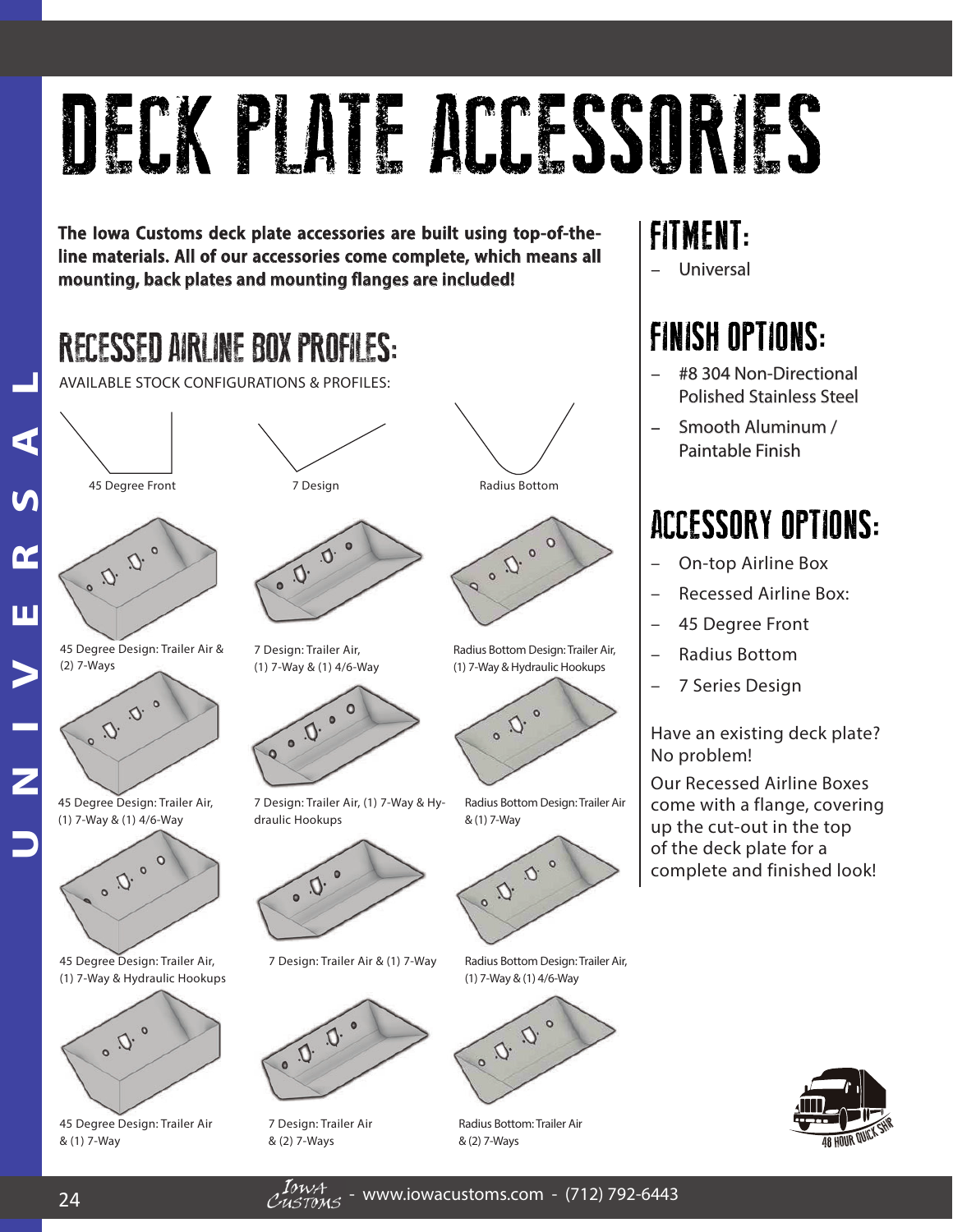# DECK PLATE ACCESSORIES

**The Iowa Customs deck plate accessories are built using top-of-the-line materials. All of our accessories come complete, which means all mounting, back plates and mounting flanges are included!**

## RECESSED AIRLINE BOX PROFILES:

AVAILABLE STOCK CONFIGURATIONS & PROFILES:

45 Degree Front

7 Design

Radius Bottom

45 Degree Design: Trailer Air & (2) 7-Ways

7 Design: Trailer Air, (1) 7-Way & (1) 4/6-Way

Radius Bottom Design: Trailer Air, (1) 7-Way & Hydraulic Hookups

45 Degree Design: Trailer Air, (1) 7-Way & (1) 4/6-Way

7 Design: Trailer Air, (1) 7-Way & Hydraulic Hookups

Radius Bottom Design: Trailer Air & (1) 7-Way

45 Degree Design: Trailer Air, (1) 7-Way & Hydraulic Hookups

7 Design: Trailer Air & (1) 7-Way

Radius Bottom Design: Trailer Air, (1) 7-Way & (1) 4/6-Way

45 Degree Design: Trailer Air & (1) 7-Way

7 Design: Trailer Air & (2) 7-Ways

Radius Bottom: Trailer Air & (2) 7-Ways

## FITMENT:

- Universal

## FINISH OPTIONS:

- #8 304 Non-Directional Polished Stainless Steel
- Smooth Aluminum / Paintable Finish

## ACCESSORY OPTIONS:

- On-top Airline Box
- Recessed Airline Box:
- 45 Degree Front
- Radius Bottom
- 7 Series Design

Have an existing deck plate? No problem!

Our Recessed Airline Boxes come with a flange, covering up the cut-out in the top of the deck plate for a complete and finished look!

48 HOUR QUICK SHIP

UNIVERSAL

Iowa Customs - www.iowacustoms.com - (712) 792-6443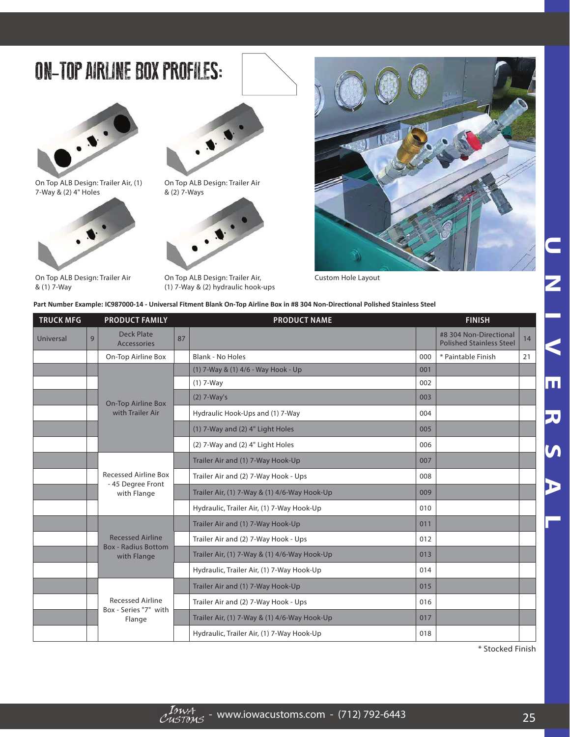# ON-TOP AIRLINE BOX PROFILES:

On Top ALB Design: Trailer Air, (1) 7-Way & (2) 4" Holes

On Top ALB Design: Trailer Air & (2) 7-Ways

On Top ALB Design: Trailer Air & (1) 7-Way

On Top ALB Design: Trailer Air, (1) 7-Way & (2) hydraulic hook-ups

Custom Hole Layout

**Part Number Example: IC987000-14 - Universal Fitment Blank On-Top Airline Box in #8 304 Non-Directional Polished Stainless Steel**

| TRUCK MFG | | PRODUCT FAMILY | | PRODUCT NAME | | FINISH | |
|---|---|---|---|---|---|---|---|
| Universal | 9 | Deck Plate Accessories | 87 | | | #8 304 Non-Directional Polished Stainless Steel | 14 |
| | | On-Top Airline Box | | Blank - No Holes | 000 | * Paintable Finish | 21 |
| | | On-Top Airline Box with Trailer Air | | (1) 7-Way & (1) 4/6 - Way Hook - Up | 001 | | |
| | | | | (1) 7-Way | 002 | | |
| | | | | (2) 7-Way's | 003 | | |
| | | | | Hydraulic Hook-Ups and (1) 7-Way | 004 | | |
| | | | | (1) 7-Way and (2) 4" Light Holes | 005 | | |
| | | | | (2) 7-Way and (2) 4" Light Holes | 006 | | |
| | | Recessed Airline Box - 45 Degree Front with Flange | | Trailer Air and (1) 7-Way Hook-Up | 007 | | |
| | | | | Trailer Air and (2) 7-Way Hook - Ups | 008 | | |
| | | | | Trailer Air, (1) 7-Way & (1) 4/6-Way Hook-Up | 009 | | |
| | | | | Hydraulic, Trailer Air, (1) 7-Way Hook-Up | 010 | | |
| | | Recessed Airline Box - Radius Bottom with Flange | | Trailer Air and (1) 7-Way Hook-Up | 011 | | |
| | | | | Trailer Air and (2) 7-Way Hook - Ups | 012 | | |
| | | | | Trailer Air, (1) 7-Way & (1) 4/6-Way Hook-Up | 013 | | |
| | | | | Hydraulic, Trailer Air, (1) 7-Way Hook-Up | 014 | | |
| | | Recessed Airline Box - Series "7" with Flange | | Trailer Air and (1) 7-Way Hook-Up | 015 | | |
| | | | | Trailer Air and (2) 7-Way Hook - Ups | 016 | | |
| | | | | Trailer Air, (1) 7-Way & (1) 4/6-Way Hook-Up | 017 | | |
| | | | | Hydraulic, Trailer Air, (1) 7-Way Hook-Up | 018 | | |

\* Stocked Finish